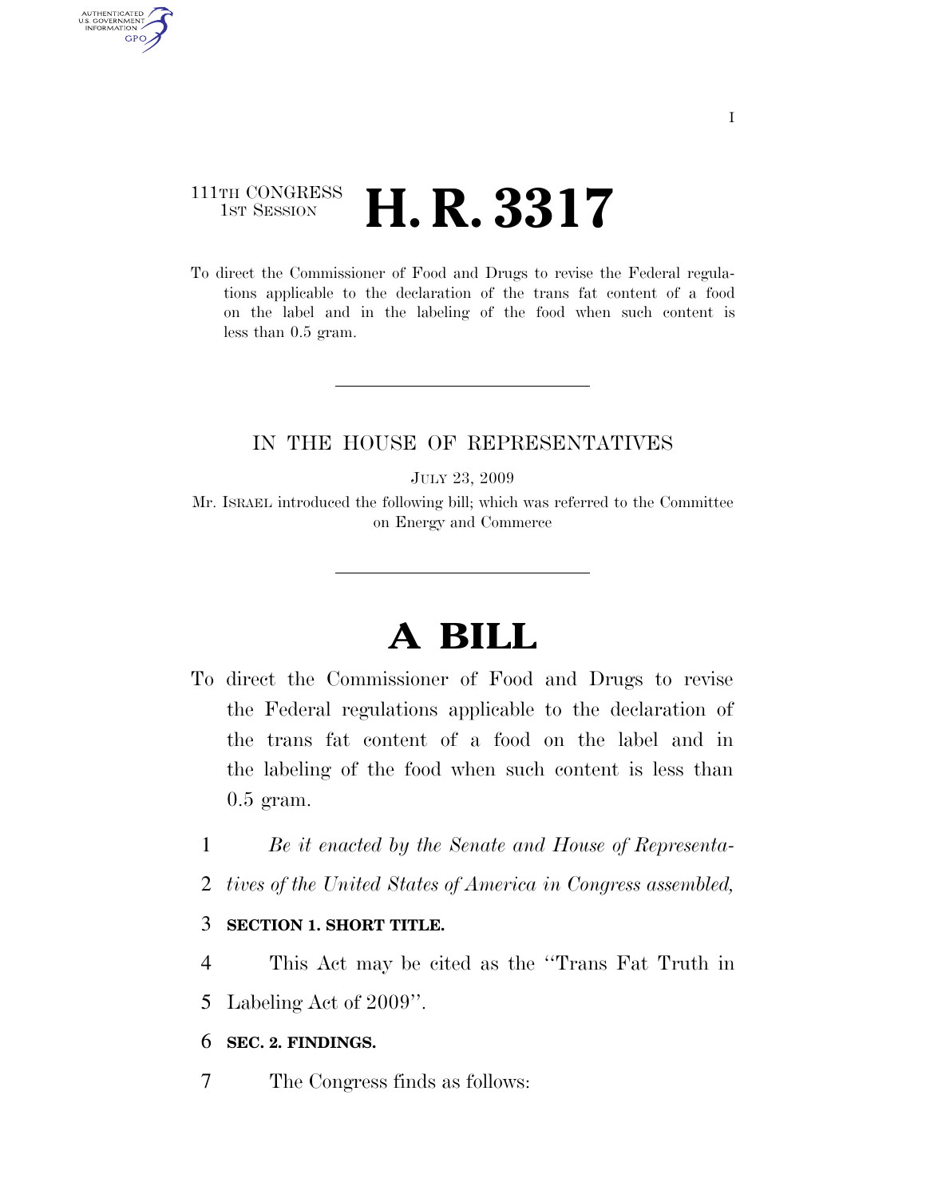111TH CONGRESS
1ST SESSION

# H. R. 3317

To direct the Commissioner of Food and Drugs to revise the Federal regulations applicable to the declaration of the trans fat content of a food on the label and in the labeling of the food when such content is less than 0.5 gram.

---

IN THE HOUSE OF REPRESENTATIVES

JULY 23, 2009

Mr. ISRAEL introduced the following bill; which was referred to the Committee on Energy and Commerce

---

# A BILL

To direct the Commissioner of Food and Drugs to revise the Federal regulations applicable to the declaration of the trans fat content of a food on the label and in the labeling of the food when such content is less than 0.5 gram.

*Be it enacted by the Senate and House of Representatives of the United States of America in Congress assembled,*

**SECTION 1. SHORT TITLE.**

This Act may be cited as the ''Trans Fat Truth in Labeling Act of 2009''.

**SEC. 2. FINDINGS.**

The Congress finds as follows: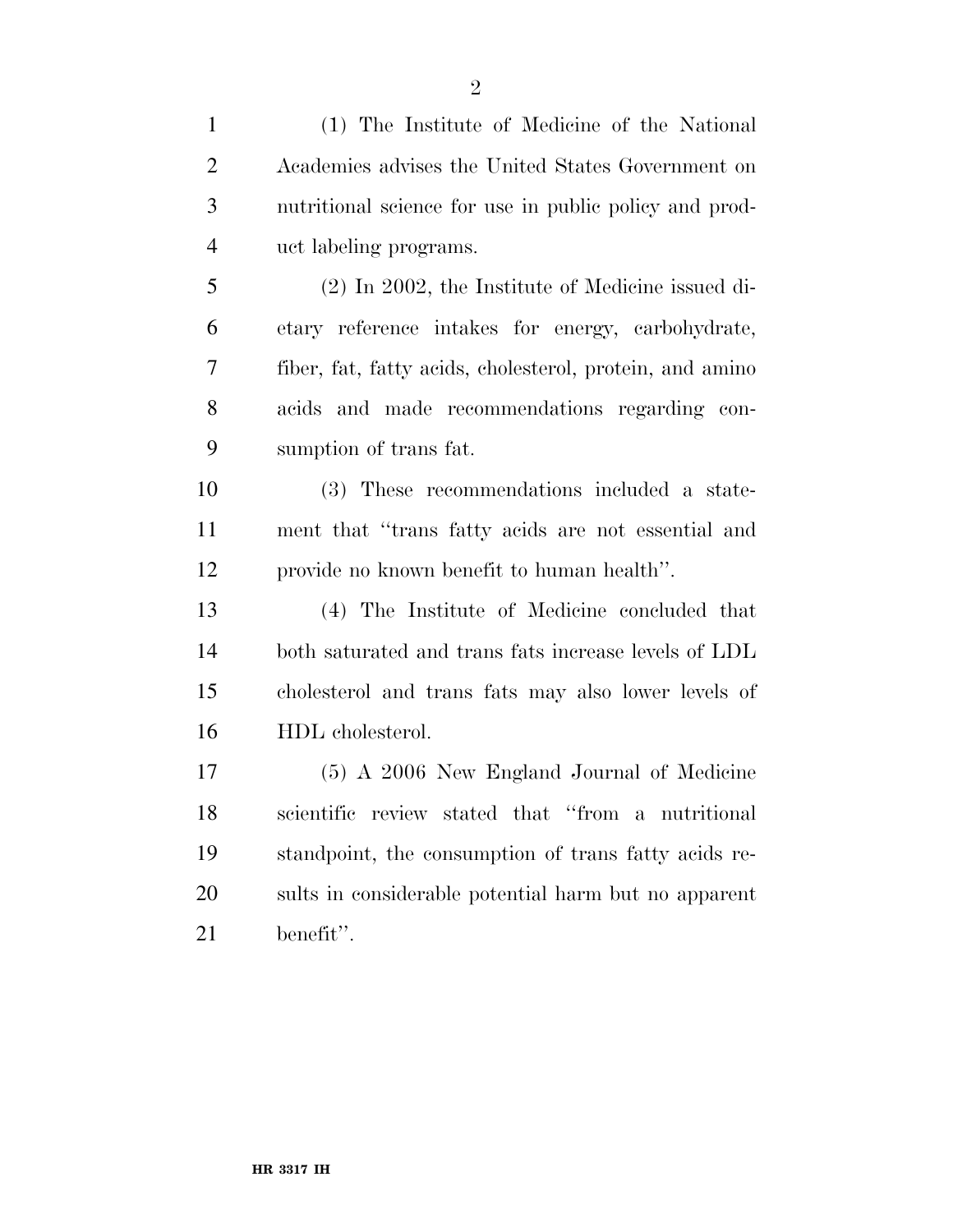(1) The Institute of Medicine of the National Academies advises the United States Government on nutritional science for use in public policy and product labeling programs.

(2) In 2002, the Institute of Medicine issued dietary reference intakes for energy, carbohydrate, fiber, fat, fatty acids, cholesterol, protein, and amino acids and made recommendations regarding consumption of trans fat.

(3) These recommendations included a statement that ''trans fatty acids are not essential and provide no known benefit to human health''.

(4) The Institute of Medicine concluded that both saturated and trans fats increase levels of LDL cholesterol and trans fats may also lower levels of HDL cholesterol.

(5) A 2006 New England Journal of Medicine scientific review stated that ''from a nutritional standpoint, the consumption of trans fatty acids results in considerable potential harm but no apparent benefit''.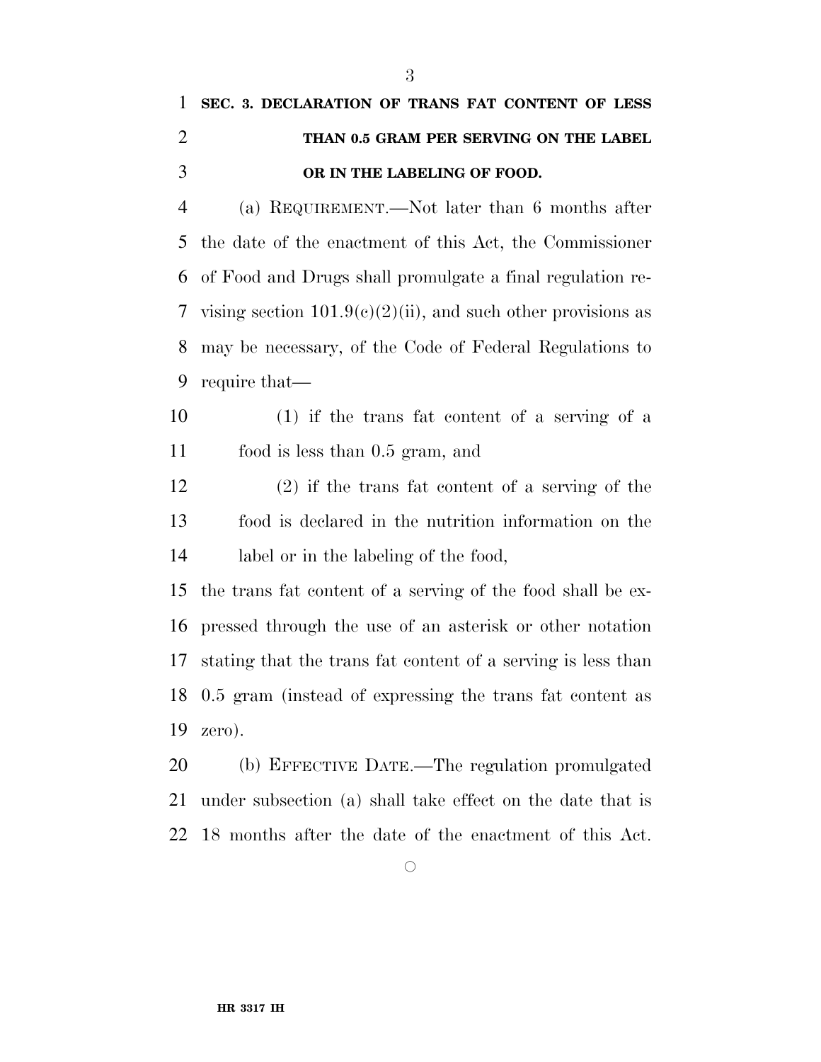**SEC. 3. DECLARATION OF TRANS FAT CONTENT OF LESS THAN 0.5 GRAM PER SERVING ON THE LABEL OR IN THE LABELING OF FOOD.**

(a) REQUIREMENT.—Not later than 6 months after the date of the enactment of this Act, the Commissioner of Food and Drugs shall promulgate a final regulation revising section 101.9(c)(2)(ii), and such other provisions as may be necessary, of the Code of Federal Regulations to require that—

(1) if the trans fat content of a serving of a food is less than 0.5 gram, and

(2) if the trans fat content of a serving of the food is declared in the nutrition information on the label or in the labeling of the food,

the trans fat content of a serving of the food shall be expressed through the use of an asterisk or other notation stating that the trans fat content of a serving is less than 0.5 gram (instead of expressing the trans fat content as zero).

(b) EFFECTIVE DATE.—The regulation promulgated under subsection (a) shall take effect on the date that is 18 months after the date of the enactment of this Act.